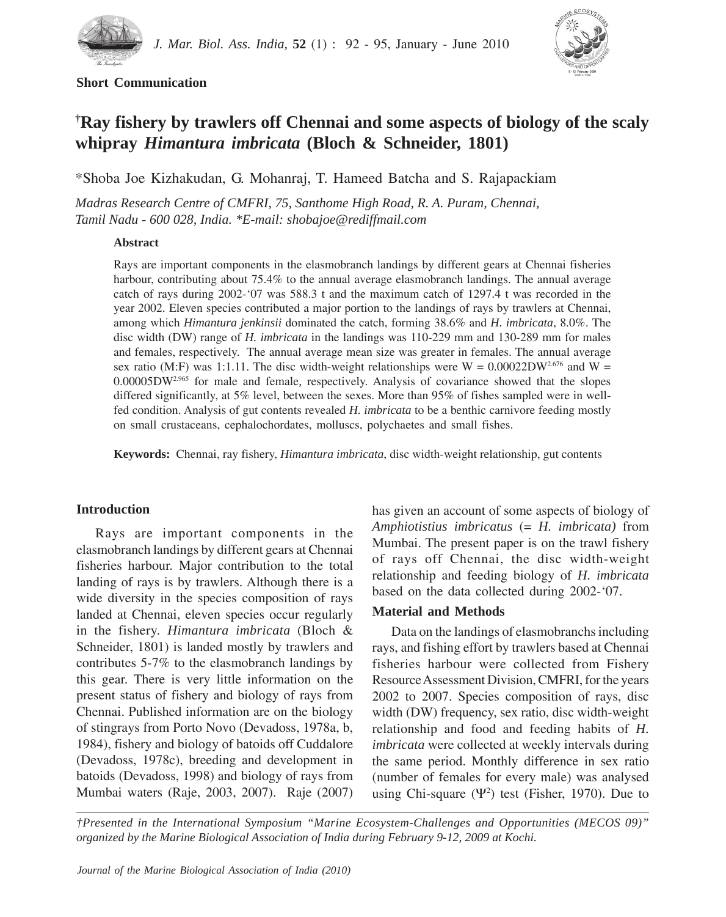**Short Communication**

# [†]Ray fishery by trawlers off Chennai and some aspects of biology of the scaly whipray *Himantura imbricata* (Bloch & Schneider, 1801)

*Shoba Joe Kizhakudan, G. Mohanraj, T. Hameed Batcha and S. Rajapackiam

*Madras Research Centre of CMFRI, 75, Santhome High Road, R. A. Puram, Chennai, Tamil Nadu - 600 028, India. *E-mail: shobajoe@rediffmail.com*

### Abstract

Rays are important components in the elasmobranch landings by different gears at Chennai fisheries harbour, contributing about 75.4% to the annual average elasmobranch landings. The annual average catch of rays during 2002-'07 was 588.3 t and the maximum catch of 1297.4 t was recorded in the year 2002. Eleven species contributed a major portion to the landings of rays by trawlers at Chennai, among which *Himantura jenkinsii* dominated the catch, forming 38.6% and *H. imbricata*, 8.0%. The disc width (DW) range of *H. imbricata* in the landings was 110-229 mm and 130-289 mm for males and females, respectively. The annual average mean size was greater in females. The annual average sex ratio (M:F) was 1:1.11. The disc width-weight relationships were $W = 0.00022DW^{2.676}$ and $W = 0.00005DW^{2.965}$ for male and female, respectively. Analysis of covariance showed that the slopes differed significantly, at 5% level, between the sexes. More than 95% of fishes sampled were in well-fed condition. Analysis of gut contents revealed *H. imbricata* to be a benthic carnivore feeding mostly on small crustaceans, cephalochordates, molluscs, polychaetes and small fishes.

**Keywords:** Chennai, ray fishery, *Himantura imbricata*, disc width-weight relationship, gut contents

## Introduction

Rays are important components in the elasmobranch landings by different gears at Chennai fisheries harbour. Major contribution to the total landing of rays is by trawlers. Although there is a wide diversity in the species composition of rays landed at Chennai, eleven species occur regularly in the fishery. *Himantura imbricata* (Bloch & Schneider, 1801) is landed mostly by trawlers and contributes 5-7% to the elasmobranch landings by this gear. There is very little information on the present status of fishery and biology of rays from Chennai. Published information are on the biology of stingrays from Porto Novo (Devadoss, 1978a, b, 1984), fishery and biology of batoids off Cuddalore (Devadoss, 1978c), breeding and development in batoids (Devadoss, 1998) and biology of rays from Mumbai waters (Raje, 2003, 2007). Raje (2007) has given an account of some aspects of biology of *Amphiotistius imbricatus* (= *H. imbricata)* from Mumbai. The present paper is on the trawl fishery of rays off Chennai, the disc width-weight relationship and feeding biology of *H. imbricata* based on the data collected during 2002-'07.

## Material and Methods

Data on the landings of elasmobranchs including rays, and fishing effort by trawlers based at Chennai fisheries harbour were collected from Fishery Resource Assessment Division, CMFRI, for the years 2002 to 2007. Species composition of rays, disc width (DW) frequency, sex ratio, disc width-weight relationship and food and feeding habits of *H. imbricata* were collected at weekly intervals during the same period. Monthly difference in sex ratio (number of females for every male) was analysed using Chi-square ($\Psi^2$) test (Fisher, 1970). Due to

*†Presented in the International Symposium "Marine Ecosystem-Challenges and Opportunities (MECOS 09)" organized by the Marine Biological Association of India during February 9-12, 2009 at Kochi.*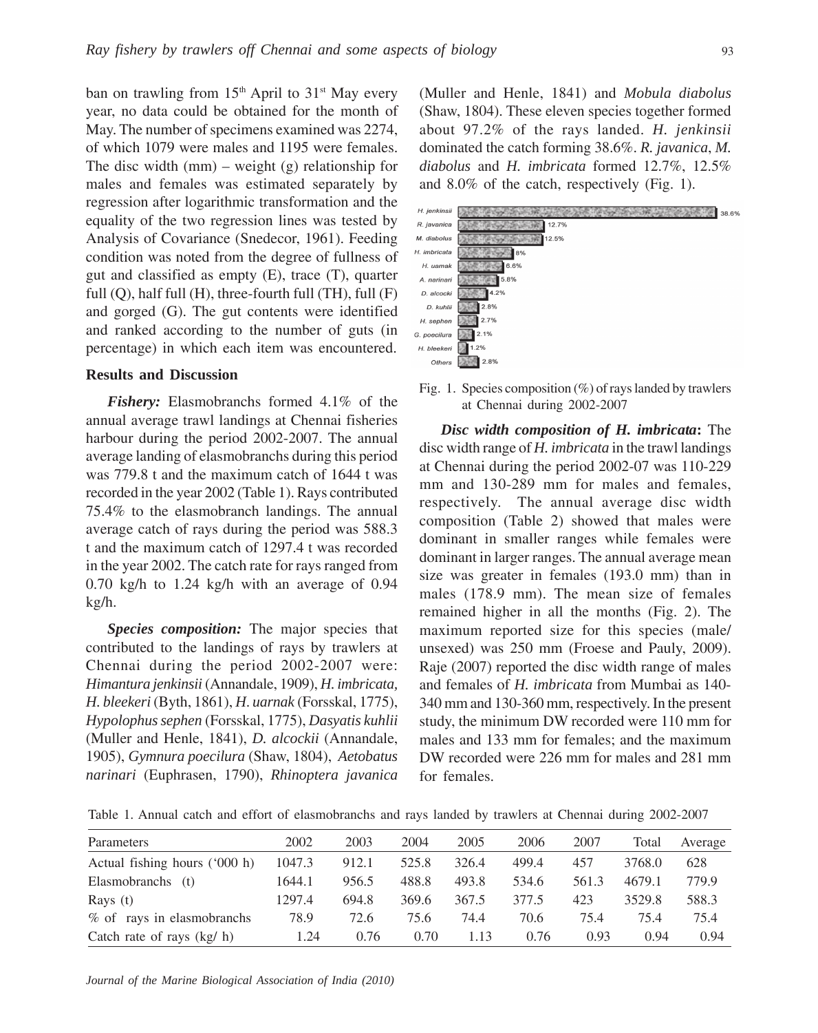ban on trawling from 15th April to 31st May every year, no data could be obtained for the month of May. The number of specimens examined was 2274, of which 1079 were males and 1195 were females. The disc width (mm) – weight (g) relationship for males and females was estimated separately by regression after logarithmic transformation and the equality of the two regression lines was tested by Analysis of Covariance (Snedecor, 1961). Feeding condition was noted from the degree of fullness of gut and classified as empty (E), trace (T), quarter full (Q), half full (H), three-fourth full (TH), full (F) and gorged (G). The gut contents were identified and ranked according to the number of guts (in percentage) in which each item was encountered.

## Results and Discussion

***Fishery:*** Elasmobranchs formed 4.1% of the annual average trawl landings at Chennai fisheries harbour during the period 2002-2007. The annual average landing of elasmobranchs during this period was 779.8 t and the maximum catch of 1644 t was recorded in the year 2002 (Table 1). Rays contributed 75.4% to the elasmobranch landings. The annual average catch of rays during the period was 588.3 t and the maximum catch of 1297.4 t was recorded in the year 2002. The catch rate for rays ranged from 0.70 kg/h to 1.24 kg/h with an average of 0.94 kg/h.

***Species composition:*** The major species that contributed to the landings of rays by trawlers at Chennai during the period 2002-2007 were: *Himantura jenkinsii* (Annandale, 1909), *H. imbricata, H. bleekeri* (Byth, 1861), *H. uarnak* (Forsskal, 1775), *Hypolophus sephen* (Forsskal, 1775), *Dasyatis kuhlii* (Muller and Henle, 1841), *D. alcockii* (Annandale, 1905), *Gymnura poecilura* (Shaw, 1804), *Aetobatus narinari* (Euphrasen, 1790), *Rhinoptera javanica* (Muller and Henle, 1841) and *Mobula diabolus* (Shaw, 1804). These eleven species together formed about 97.2% of the rays landed. *H. jenkinsii* dominated the catch forming 38.6%. *R. javanica*, *M. diabolus* and *H. imbricata* formed 12.7%, 12.5% and 8.0% of the catch, respectively (Fig. 1).

| Species | % |
|---|---|
| H. jenkinsii | 38.6% |
| R. javanica | 12.7% |
| M. diabolus | 12.5% |
| H. imbricata | 8% |
| H. uarnak | 6.6% |
| A. narinari | 5.8% |
| D. alcocki | 4.2% |
| D. kuhlii | 2.8% |
| H. sephen | 2.7% |
| G. poecilura | 2.1% |
| H. bleekeri | 1.2% |
| Others | 2.8% |

Fig. 1. Species composition (%) of rays landed by trawlers at Chennai during 2002-2007

***Disc width composition of H. imbricata:*** The disc width range of *H. imbricata* in the trawl landings at Chennai during the period 2002-07 was 110-229 mm and 130-289 mm for males and females, respectively. The annual average disc width composition (Table 2) showed that males were dominant in smaller ranges while females were dominant in larger ranges. The annual average mean size was greater in females (193.0 mm) than in males (178.9 mm). The mean size of females remained higher in all the months (Fig. 2). The maximum reported size for this species (male/ unsexed) was 250 mm (Froese and Pauly, 2009). Raje (2007) reported the disc width range of males and females of *H. imbricata* from Mumbai as 140-340 mm and 130-360 mm, respectively. In the present study, the minimum DW recorded were 110 mm for males and 133 mm for females; and the maximum DW recorded were 226 mm for males and 281 mm for females.

Table 1. Annual catch and effort of elasmobranchs and rays landed by trawlers at Chennai during 2002-2007

| Parameters | 2002 | 2003 | 2004 | 2005 | 2006 | 2007 | Total | Average |
|---|---|---|---|---|---|---|---|---|
| Actual fishing hours ('000 h) | 1047.3 | 912.1 | 525.8 | 326.4 | 499.4 | 457 | 3768.0 | 628 |
| Elasmobranchs (t) | 1644.1 | 956.5 | 488.8 | 493.8 | 534.6 | 561.3 | 4679.1 | 779.9 |
| Rays (t) | 1297.4 | 694.8 | 369.6 | 367.5 | 377.5 | 423 | 3529.8 | 588.3 |
| % of rays in elasmobranchs | 78.9 | 72.6 | 75.6 | 74.4 | 70.6 | 75.4 | 75.4 | 75.4 |
| Catch rate of rays (kg/ h) | 1.24 | 0.76 | 0.70 | 1.13 | 0.76 | 0.93 | 0.94 | 0.94 |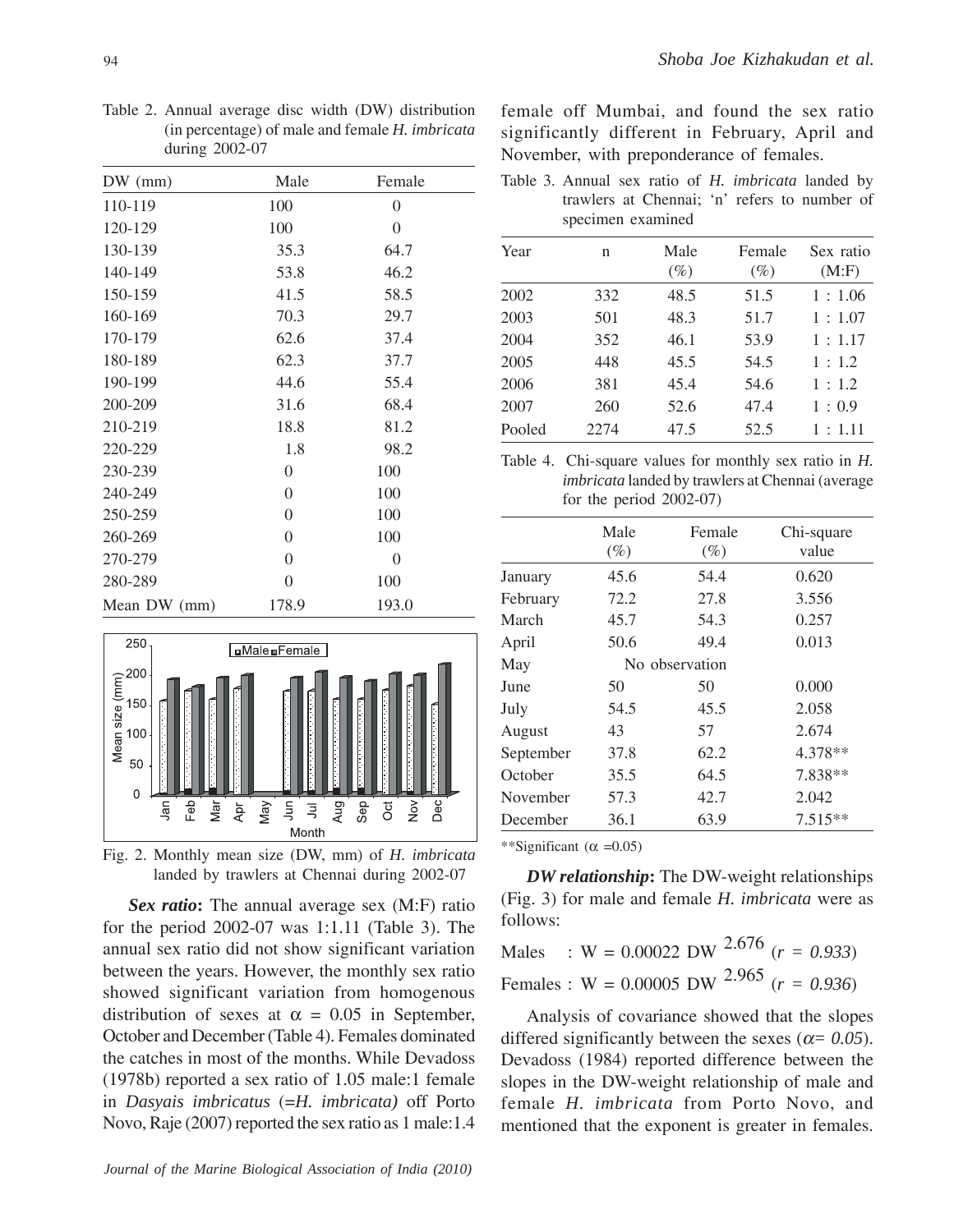Table 2. Annual average disc width (DW) distribution (in percentage) of male and female *H. imbricata* during 2002-07

| DW (mm) | Male | Female |
|---|---|---|
| 110-119 | 100 | 0 |
| 120-129 | 100 | 0 |
| 130-139 | 35.3 | 64.7 |
| 140-149 | 53.8 | 46.2 |
| 150-159 | 41.5 | 58.5 |
| 160-169 | 70.3 | 29.7 |
| 170-179 | 62.6 | 37.4 |
| 180-189 | 62.3 | 37.7 |
| 190-199 | 44.6 | 55.4 |
| 200-209 | 31.6 | 68.4 |
| 210-219 | 18.8 | 81.2 |
| 220-229 | 1.8 | 98.2 |
| 230-239 | 0 | 100 |
| 240-249 | 0 | 100 |
| 250-259 | 0 | 100 |
| 260-269 | 0 | 100 |
| 270-279 | 0 | 0 |
| 280-289 | 0 | 100 |
| Mean DW (mm) | 178.9 | 193.0 |

Fig. 2. Monthly mean size (DW, mm) of *H. imbricata* landed by trawlers at Chennai during 2002-07

***Sex ratio*:** The annual average sex (M:F) ratio for the period 2002-07 was 1:1.11 (Table 3). The annual sex ratio did not show significant variation between the years. However, the monthly sex ratio showed significant variation from homogenous distribution of sexes at $\alpha = 0.05$ in September, October and December (Table 4). Females dominated the catches in most of the months. While Devadoss (1978b) reported a sex ratio of 1.05 male:1 female in *Dasyais imbricatus* (=*H. imbricata)* off Porto Novo, Raje (2007) reported the sex ratio as 1 male:1.4 female off Mumbai, and found the sex ratio significantly different in February, April and November, with preponderance of females.

Table 3. Annual sex ratio of *H. imbricata* landed by trawlers at Chennai; 'n' refers to number of specimen examined

| Year | n | Male (%) | Female (%) | Sex ratio (M:F) |
|---|---|---|---|---|
| 2002 | 332 | 48.5 | 51.5 | 1 : 1.06 |
| 2003 | 501 | 48.3 | 51.7 | 1 : 1.07 |
| 2004 | 352 | 46.1 | 53.9 | 1 : 1.17 |
| 2005 | 448 | 45.5 | 54.5 | 1 : 1.2 |
| 2006 | 381 | 45.4 | 54.6 | 1 : 1.2 |
| 2007 | 260 | 52.6 | 47.4 | 1 : 0.9 |
| Pooled | 2274 | 47.5 | 52.5 | 1 : 1.11 |

Table 4. Chi-square values for monthly sex ratio in *H. imbricata* landed by trawlers at Chennai (average for the period 2002-07)

| | Male (%) | Female (%) | Chi-square value |
|---|---|---|---|
| January | 45.6 | 54.4 | 0.620 |
| February | 72.2 | 27.8 | 3.556 |
| March | 45.7 | 54.3 | 0.257 |
| April | 50.6 | 49.4 | 0.013 |
| May | No observation | | |
| June | 50 | 50 | 0.000 |
| July | 54.5 | 45.5 | 2.058 |
| August | 43 | 57 | 2.674 |
| September | 37.8 | 62.2 | 4.378** |
| October | 35.5 | 64.5 | 7.838** |
| November | 57.3 | 42.7 | 2.042 |
| December | 36.1 | 63.9 | 7.515** |

**Significant ($\alpha = 0.05$)

***DW relationship*:** The DW-weight relationships (Fig. 3) for male and female *H. imbricata* were as follows:

Males : $W = 0.00022\ DW^{2.676}$ ($r = 0.933$)

Females : $W = 0.00005\ DW^{2.965}$ ($r = 0.936$)

Analysis of covariance showed that the slopes differed significantly between the sexes ($\alpha = 0.05$). Devadoss (1984) reported difference between the slopes in the DW-weight relationship of male and female *H. imbricata* from Porto Novo, and mentioned that the exponent is greater in females.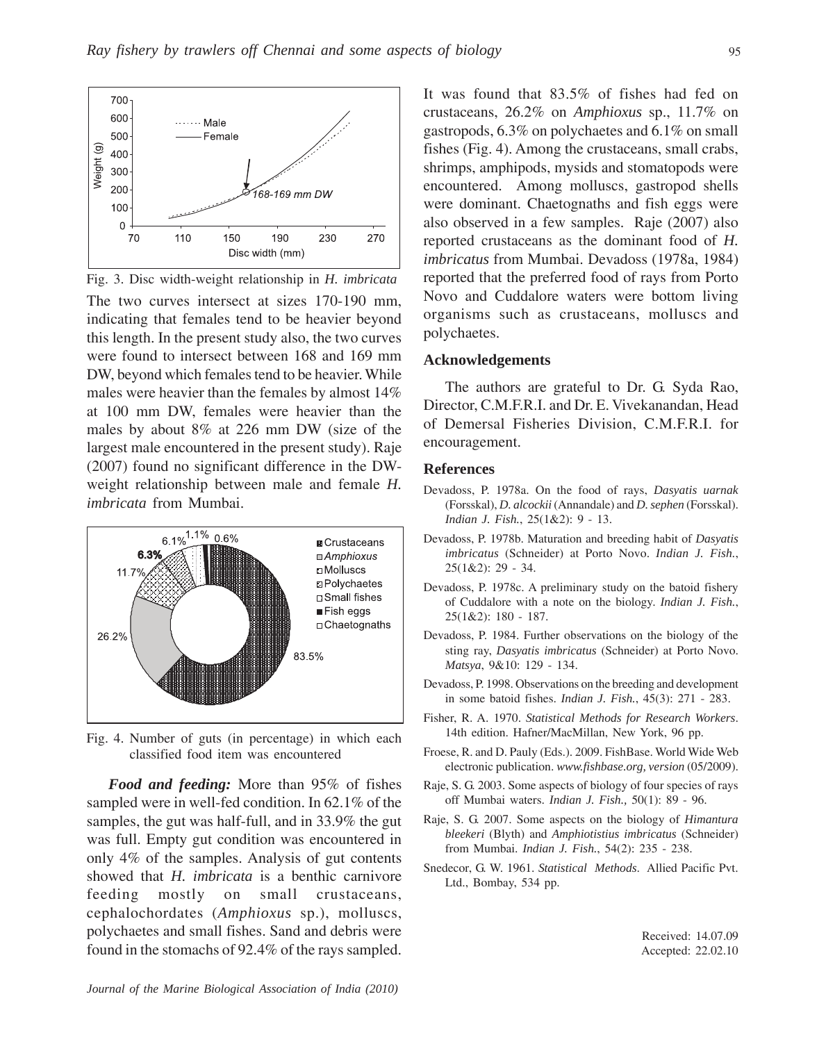700
600
500
400
300
200
100
0
Weight (g)
70 110 150 190 230 270
Disc width (mm)
Male
Female
168-169 mm DW

Fig. 3. Disc width-weight relationship in *H. imbricata*

The two curves intersect at sizes 170-190 mm, indicating that females tend to be heavier beyond this length. In the present study also, the two curves were found to intersect between 168 and 169 mm DW, beyond which females tend to be heavier. While males were heavier than the females by almost 14% at 100 mm DW, females were heavier than the males by about 8% at 226 mm DW (size of the largest male encountered in the present study). Raje (2007) found no significant difference in the DW-weight relationship between male and female *H. imbricata* from Mumbai.

6.1% 1.1% 0.6%
6.3%
11.7%
26.2%
83.5%
Crustaceans
*Amphioxus*
Molluscs
Polychaetes
Small fishes
Fish eggs
Chaetognaths

Fig. 4. Number of guts (in percentage) in which each classified food item was encountered

***Food and feeding:*** More than 95% of fishes sampled were in well-fed condition. In 62.1% of the samples, the gut was half-full, and in 33.9% the gut was full. Empty gut condition was encountered in only 4% of the samples. Analysis of gut contents showed that *H. imbricata* is a benthic carnivore feeding mostly on small crustaceans, cephalochordates (*Amphioxus* sp.), molluscs, polychaetes and small fishes. Sand and debris were found in the stomachs of 92.4% of the rays sampled. It was found that 83.5% of fishes had fed on crustaceans, 26.2% on *Amphioxus* sp., 11.7% on gastropods, 6.3% on polychaetes and 6.1% on small fishes (Fig. 4). Among the crustaceans, small crabs, shrimps, amphipods, mysids and stomatopods were encountered. Among molluscs, gastropod shells were dominant. Chaetognaths and fish eggs were also observed in a few samples. Raje (2007) also reported crustaceans as the dominant food of *H. imbricatus* from Mumbai. Devadoss (1978a, 1984) reported that the preferred food of rays from Porto Novo and Cuddalore waters were bottom living organisms such as crustaceans, molluscs and polychaetes.

## Acknowledgements

The authors are grateful to Dr. G. Syda Rao, Director, C.M.F.R.I. and Dr. E. Vivekanandan, Head of Demersal Fisheries Division, C.M.F.R.I. for encouragement.

## References

Devadoss, P. 1978a. On the food of rays, *Dasyatis uarnak* (Forsskal), *D. alcockii* (Annandale) and *D. sephen* (Forsskal). *Indian J. Fish.*, 25(1&2): 9 - 13.

Devadoss, P. 1978b. Maturation and breeding habit of *Dasyatis imbricatus* (Schneider) at Porto Novo. *Indian J. Fish.*, 25(1&2): 29 - 34.

Devadoss, P. 1978c. A preliminary study on the batoid fishery of Cuddalore with a note on the biology. *Indian J. Fish.*, 25(1&2): 180 - 187.

Devadoss, P. 1984. Further observations on the biology of the sting ray, *Dasyatis imbricatus* (Schneider) at Porto Novo. *Matsya*, 9&10: 129 - 134.

Devadoss, P. 1998. Observations on the breeding and development in some batoid fishes. *Indian J. Fish.*, 45(3): 271 - 283.

Fisher, R. A. 1970. *Statistical Methods for Research Workers*. 14th edition. Hafner/MacMillan, New York, 96 pp.

Froese, R. and D. Pauly (Eds.). 2009. FishBase. World Wide Web electronic publication. *www.fishbase.org, version* (05/2009).

Raje, S. G. 2003. Some aspects of biology of four species of rays off Mumbai waters. *Indian J. Fish.,* 50(1): 89 - 96.

Raje, S. G. 2007. Some aspects on the biology of *Himantura bleekeri* (Blyth) and *Amphiotistius imbricatus* (Schneider) from Mumbai. *Indian J. Fish.*, 54(2): 235 - 238.

Snedecor, G. W. 1961. *Statistical Methods*. Allied Pacific Pvt. Ltd., Bombay, 534 pp.

Received: 14.07.09
Accepted: 22.02.10